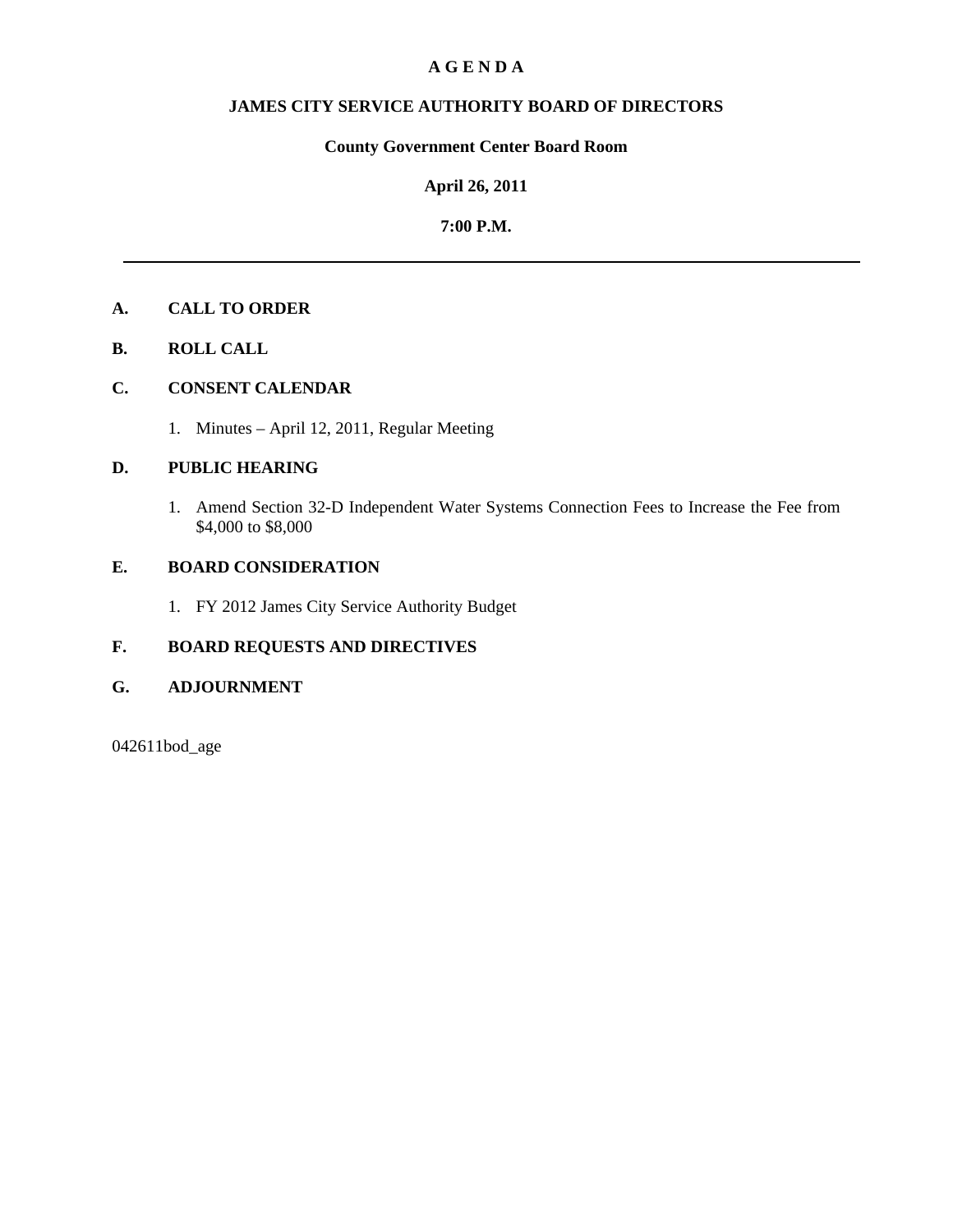# A G E N D A

## JAMES CITY SERVICE AUTHORITY BOARD OF DIRECTORS

**County Government Center Board Room**

**April 26, 2011**

**7:00 P.M.**

---

**A. CALL TO ORDER**

**B. ROLL CALL**

**C. CONSENT CALENDAR**

1. Minutes – April 12, 2011, Regular Meeting

**D. PUBLIC HEARING**

1. Amend Section 32-D Independent Water Systems Connection Fees to Increase the Fee from $4,000 to $8,000

**E. BOARD CONSIDERATION**

1. FY 2012 James City Service Authority Budget

**F. BOARD REQUESTS AND DIRECTIVES**

**G. ADJOURNMENT**

042611bod_age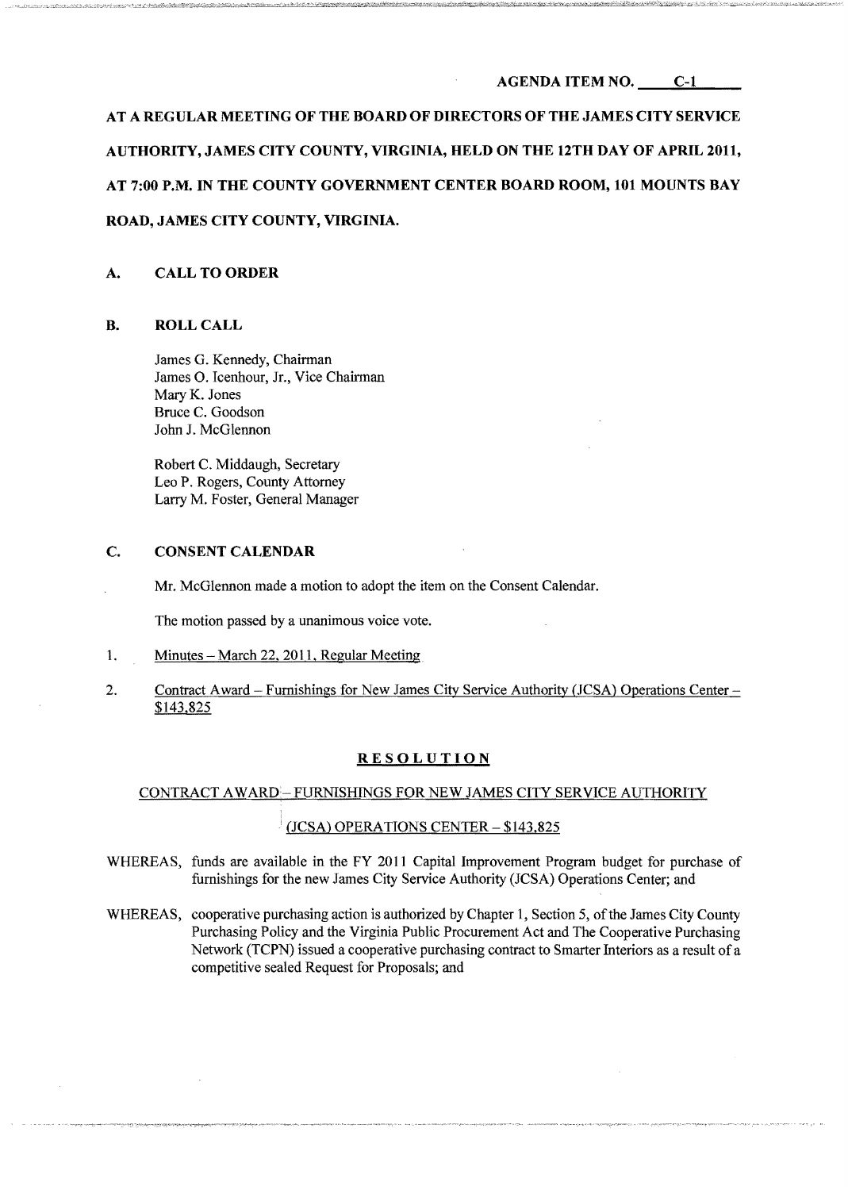AGENDA ITEM NO. C-1

**AT A REGULAR MEETING OF THE BOARD OF DIRECTORS OF THE JAMES CITY SERVICE AUTHORITY, JAMES CITY COUNTY, VIRGINIA, HELD ON THE 12TH DAY OF APRIL 2011, AT 7:00 P.M. IN THE COUNTY GOVERNMENT CENTER BOARD ROOM, 101 MOUNTS BAY ROAD, JAMES CITY COUNTY, VIRGINIA.**

## A. CALL TO ORDER

## B. ROLL CALL

James G. Kennedy, Chairman
James O. Icenhour, Jr., Vice Chairman
Mary K. Jones
Bruce C. Goodson
John J. McGlennon

Robert C. Middaugh, Secretary
Leo P. Rogers, County Attorney
Larry M. Foster, General Manager

## C. CONSENT CALENDAR

Mr. McGlennon made a motion to adopt the item on the Consent Calendar.

The motion passed by a unanimous voice vote.

1. Minutes – March 22, 2011, Regular Meeting

2. Contract Award – Furnishings for New James City Service Authority (JCSA) Operations Center – $143,825

**RESOLUTION**

CONTRACT AWARD – FURNISHINGS FOR NEW JAMES CITY SERVICE AUTHORITY (JCSA) OPERATIONS CENTER – $143,825

WHEREAS, funds are available in the FY 2011 Capital Improvement Program budget for purchase of furnishings for the new James City Service Authority (JCSA) Operations Center; and

WHEREAS, cooperative purchasing action is authorized by Chapter 1, Section 5, of the James City County Purchasing Policy and the Virginia Public Procurement Act and The Cooperative Purchasing Network (TCPN) issued a cooperative purchasing contract to Smarter Interiors as a result of a competitive sealed Request for Proposals; and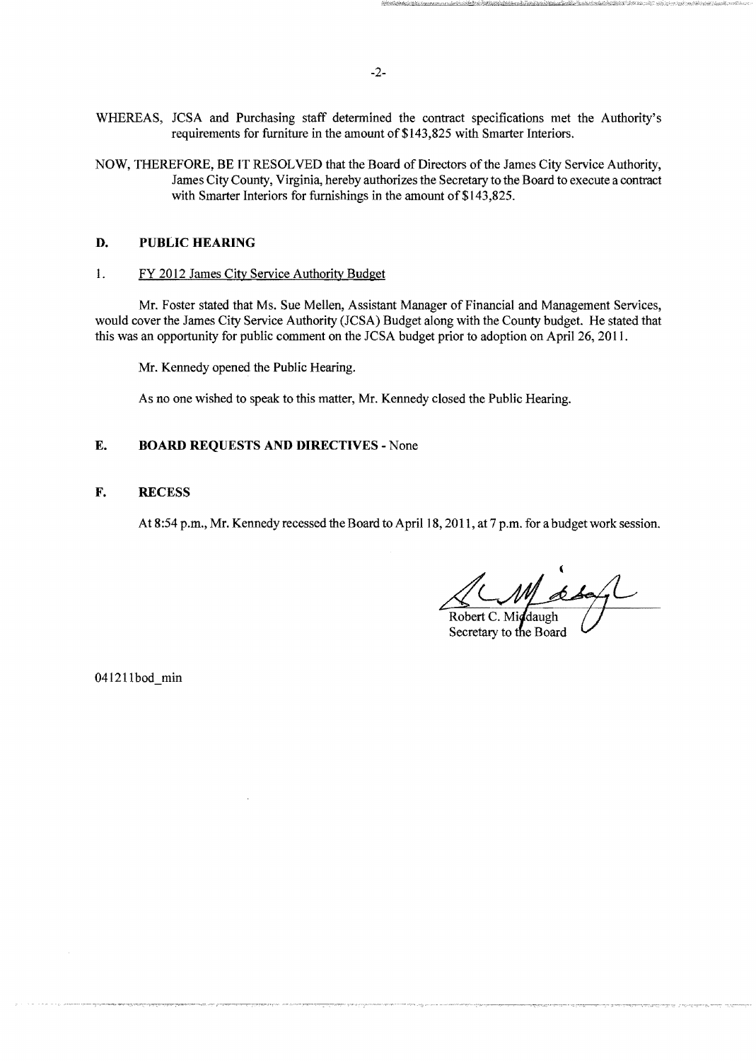WHEREAS, JCSA and Purchasing staff determined the contract specifications met the Authority's requirements for furniture in the amount of $143,825 with Smarter Interiors.

NOW, THEREFORE, BE IT RESOLVED that the Board of Directors of the James City Service Authority, James City County, Virginia, hereby authorizes the Secretary to the Board to execute a contract with Smarter Interiors for furnishings in the amount of $143,825.

## D. PUBLIC HEARING

1. FY 2012 James City Service Authority Budget

Mr. Foster stated that Ms. Sue Mellen, Assistant Manager of Financial and Management Services, would cover the James City Service Authority (JCSA) Budget along with the County budget. He stated that this was an opportunity for public comment on the JCSA budget prior to adoption on April 26, 2011.

Mr. Kennedy opened the Public Hearing.

As no one wished to speak to this matter, Mr. Kennedy closed the Public Hearing.

## E. BOARD REQUESTS AND DIRECTIVES - None

## F. RECESS

At 8:54 p.m., Mr. Kennedy recessed the Board to April 18, 2011, at 7 p.m. for a budget work session.

Robert C. Middaugh
Secretary to the Board

041211bod_min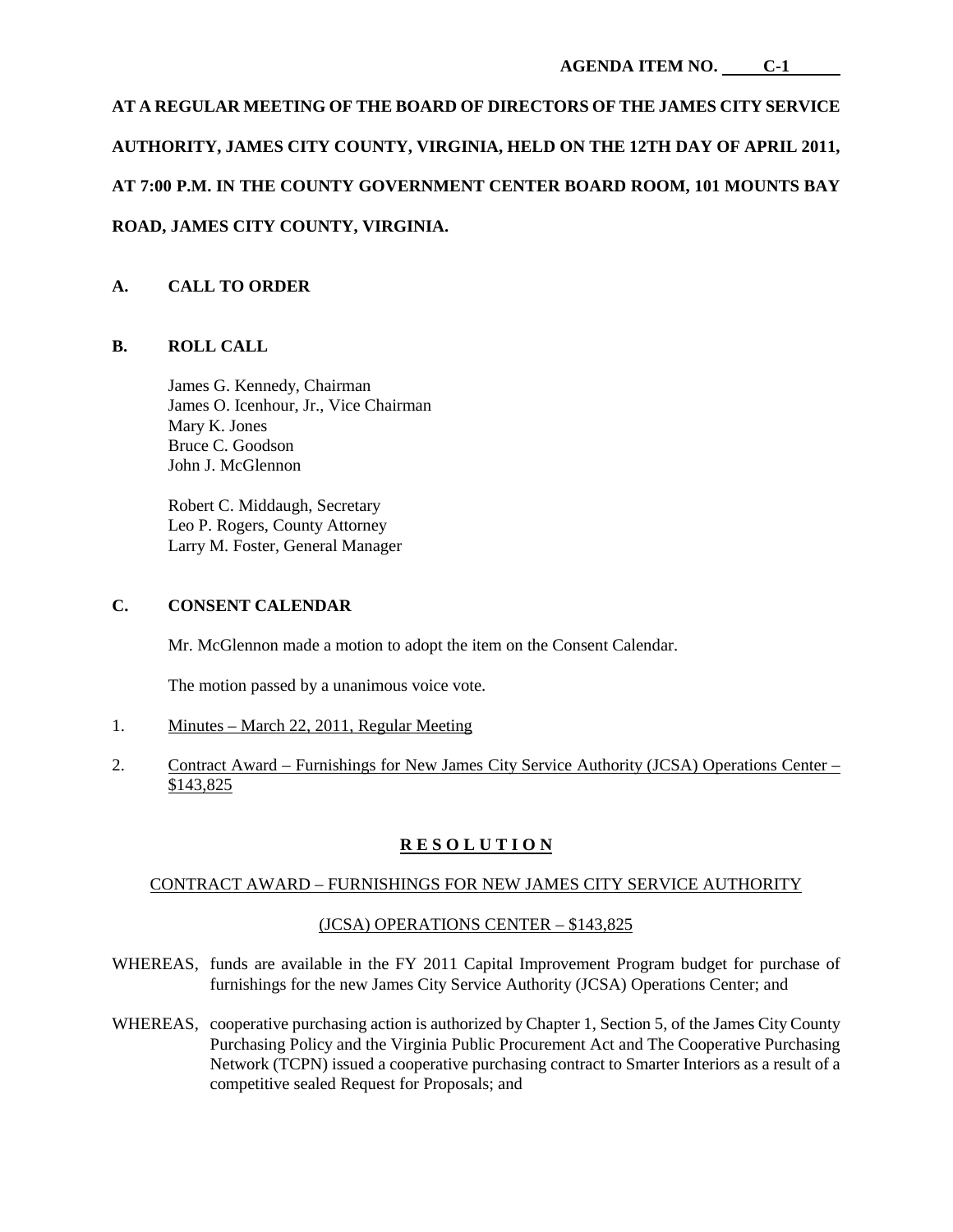**AGENDA ITEM NO. C-1**

**AT A REGULAR MEETING OF THE BOARD OF DIRECTORS OF THE JAMES CITY SERVICE AUTHORITY, JAMES CITY COUNTY, VIRGINIA, HELD ON THE 12TH DAY OF APRIL 2011, AT 7:00 P.M. IN THE COUNTY GOVERNMENT CENTER BOARD ROOM, 101 MOUNTS BAY ROAD, JAMES CITY COUNTY, VIRGINIA.**

## A. CALL TO ORDER

## B. ROLL CALL

James G. Kennedy, Chairman
James O. Icenhour, Jr., Vice Chairman
Mary K. Jones
Bruce C. Goodson
John J. McGlennon

Robert C. Middaugh, Secretary
Leo P. Rogers, County Attorney
Larry M. Foster, General Manager

## C. CONSENT CALENDAR

Mr. McGlennon made a motion to adopt the item on the Consent Calendar.

The motion passed by a unanimous voice vote.

1. Minutes – March 22, 2011, Regular Meeting

2. Contract Award – Furnishings for New James City Service Authority (JCSA) Operations Center – $143,825

**R E S O L U T I O N**

CONTRACT AWARD – FURNISHINGS FOR NEW JAMES CITY SERVICE AUTHORITY

(JCSA) OPERATIONS CENTER – $143,825

WHEREAS, funds are available in the FY 2011 Capital Improvement Program budget for purchase of furnishings for the new James City Service Authority (JCSA) Operations Center; and

WHEREAS, cooperative purchasing action is authorized by Chapter 1, Section 5, of the James City County Purchasing Policy and the Virginia Public Procurement Act and The Cooperative Purchasing Network (TCPN) issued a cooperative purchasing contract to Smarter Interiors as a result of a competitive sealed Request for Proposals; and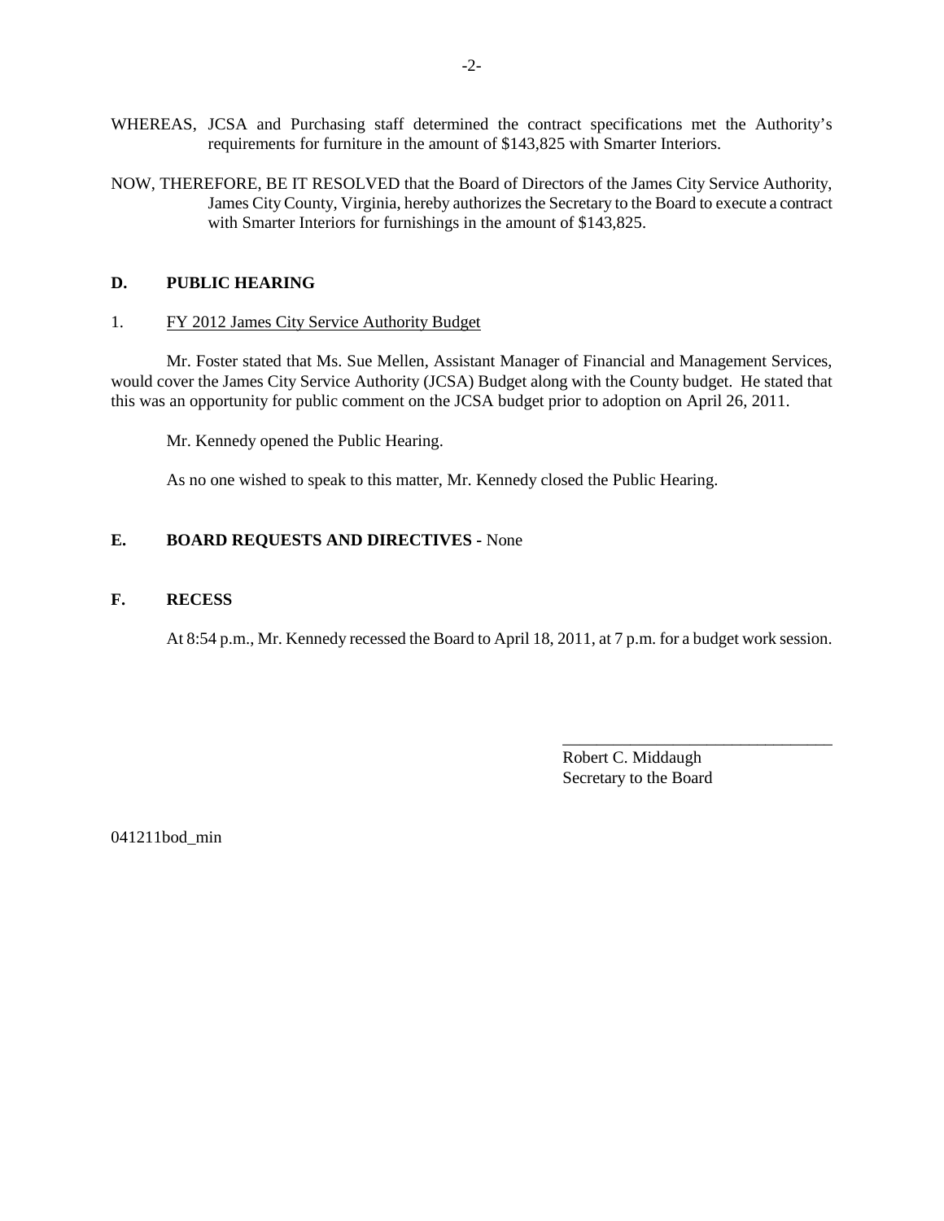WHEREAS, JCSA and Purchasing staff determined the contract specifications met the Authority's requirements for furniture in the amount of $143,825 with Smarter Interiors.

NOW, THEREFORE, BE IT RESOLVED that the Board of Directors of the James City Service Authority, James City County, Virginia, hereby authorizes the Secretary to the Board to execute a contract with Smarter Interiors for furnishings in the amount of $143,825.

## D. PUBLIC HEARING

1. FY 2012 James City Service Authority Budget

Mr. Foster stated that Ms. Sue Mellen, Assistant Manager of Financial and Management Services, would cover the James City Service Authority (JCSA) Budget along with the County budget. He stated that this was an opportunity for public comment on the JCSA budget prior to adoption on April 26, 2011.

Mr. Kennedy opened the Public Hearing.

As no one wished to speak to this matter, Mr. Kennedy closed the Public Hearing.

## E. BOARD REQUESTS AND DIRECTIVES - None

## F. RECESS

At 8:54 p.m., Mr. Kennedy recessed the Board to April 18, 2011, at 7 p.m. for a budget work session.

________________________________
Robert C. Middaugh
Secretary to the Board

041211bod_min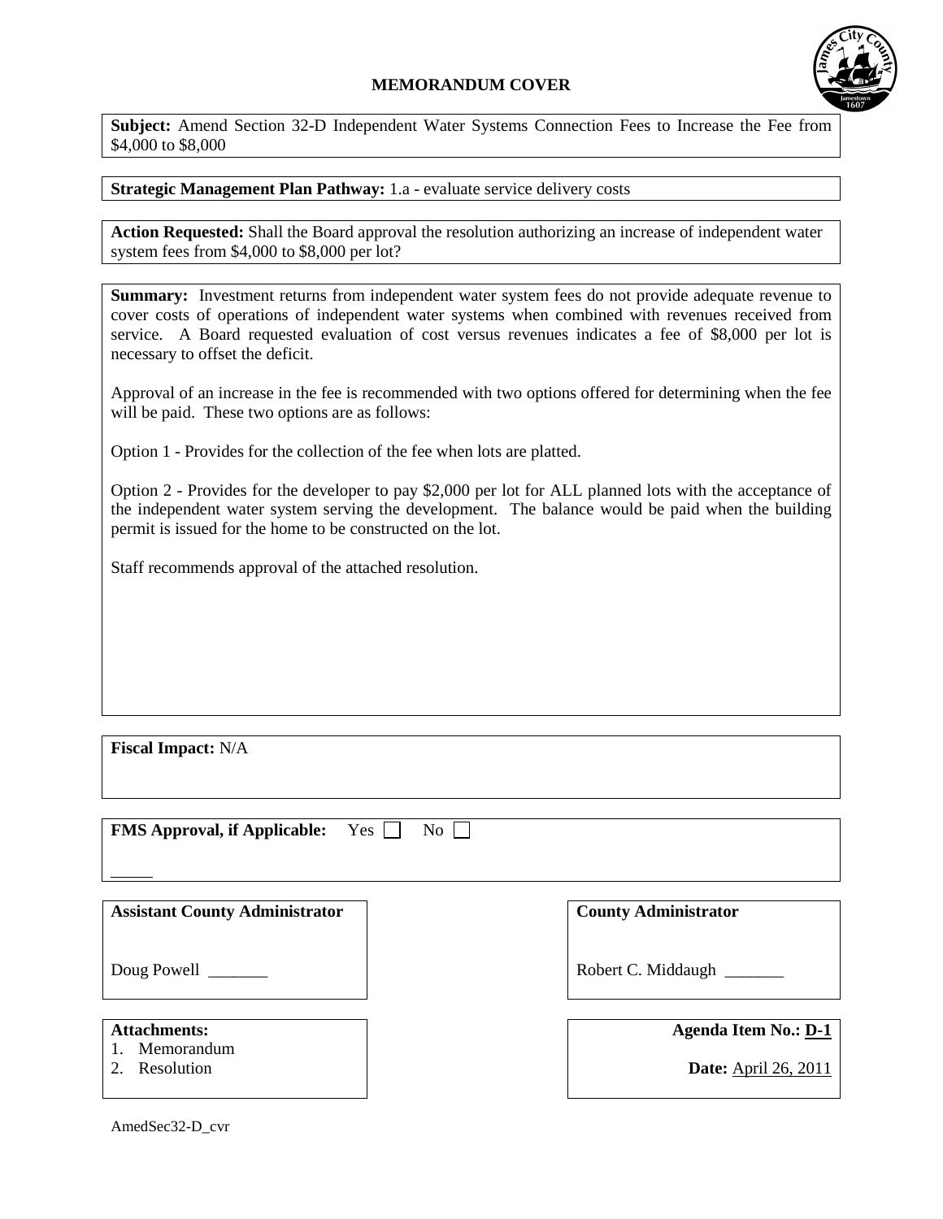# MEMORANDUM COVER

**Subject:** Amend Section 32-D Independent Water Systems Connection Fees to Increase the Fee from $4,000 to $8,000

**Strategic Management Plan Pathway:** 1.a - evaluate service delivery costs

**Action Requested:** Shall the Board approval the resolution authorizing an increase of independent water system fees from $4,000 to $8,000 per lot?

**Summary:** Investment returns from independent water system fees do not provide adequate revenue to cover costs of operations of independent water systems when combined with revenues received from service. A Board requested evaluation of cost versus revenues indicates a fee of $8,000 per lot is necessary to offset the deficit.

Approval of an increase in the fee is recommended with two options offered for determining when the fee will be paid. These two options are as follows:

Option 1 - Provides for the collection of the fee when lots are platted.

Option 2 - Provides for the developer to pay $2,000 per lot for ALL planned lots with the acceptance of the independent water system serving the development. The balance would be paid when the building permit is issued for the home to be constructed on the lot.

Staff recommends approval of the attached resolution.

**Fiscal Impact:** N/A

**FMS Approval, if Applicable:** Yes ☐ No ☐

_____

**Assistant County Administrator**

Doug Powell _______

**County Administrator**

Robert C. Middaugh _______

**Attachments:**
1. Memorandum
2. Resolution

**Agenda Item No.:** D-1

**Date:** April 26, 2011

AmedSec32-D_cvr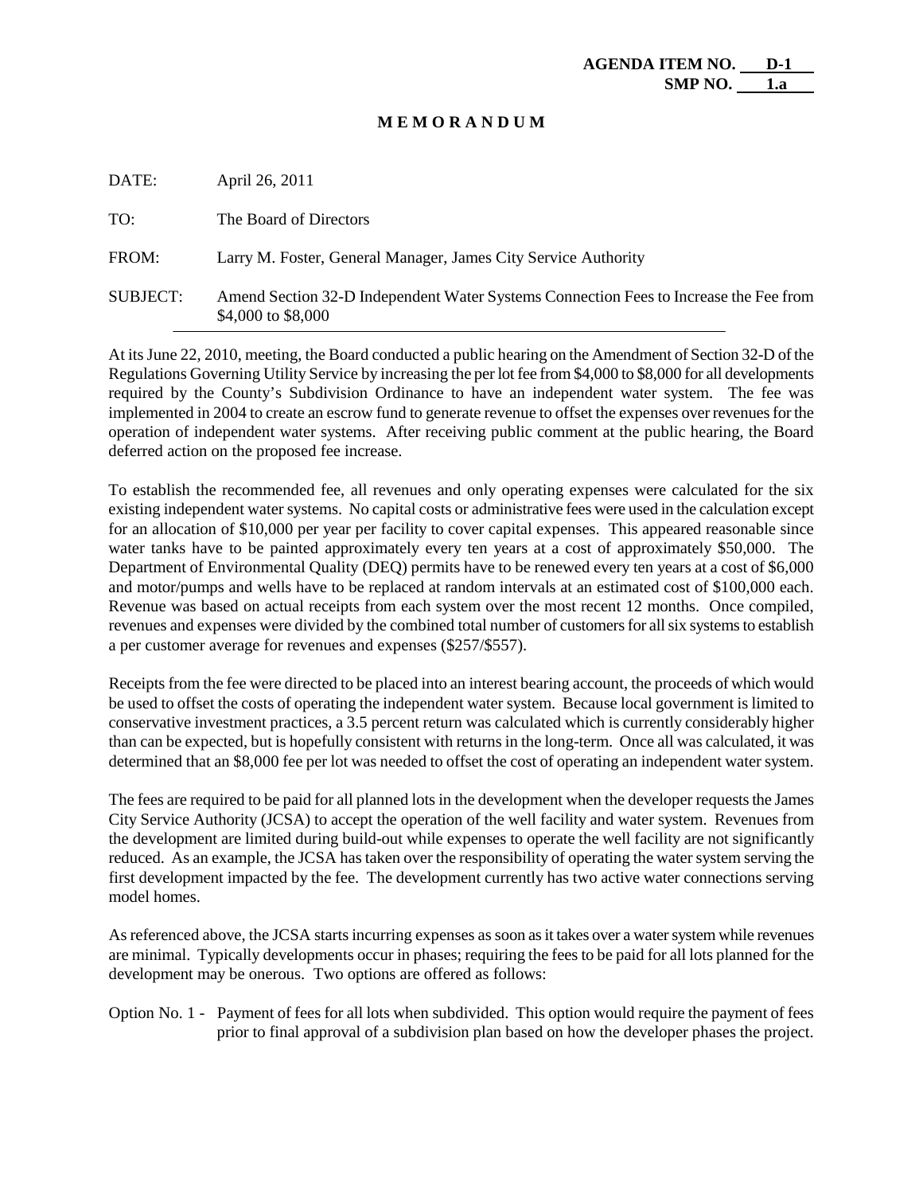**AGENDA ITEM NO. D-1**
**SMP NO. 1.a**

**M E M O R A N D U M**

DATE: April 26, 2011

TO: The Board of Directors

FROM: Larry M. Foster, General Manager, James City Service Authority

SUBJECT: Amend Section 32-D Independent Water Systems Connection Fees to Increase the Fee from $4,000 to $8,000

---

At its June 22, 2010, meeting, the Board conducted a public hearing on the Amendment of Section 32-D of the Regulations Governing Utility Service by increasing the per lot fee from $4,000 to $8,000 for all developments required by the County's Subdivision Ordinance to have an independent water system. The fee was implemented in 2004 to create an escrow fund to generate revenue to offset the expenses over revenues for the operation of independent water systems. After receiving public comment at the public hearing, the Board deferred action on the proposed fee increase.

To establish the recommended fee, all revenues and only operating expenses were calculated for the six existing independent water systems. No capital costs or administrative fees were used in the calculation except for an allocation of $10,000 per year per facility to cover capital expenses. This appeared reasonable since water tanks have to be painted approximately every ten years at a cost of approximately $50,000. The Department of Environmental Quality (DEQ) permits have to be renewed every ten years at a cost of $6,000 and motor/pumps and wells have to be replaced at random intervals at an estimated cost of $100,000 each. Revenue was based on actual receipts from each system over the most recent 12 months. Once compiled, revenues and expenses were divided by the combined total number of customers for all six systems to establish a per customer average for revenues and expenses ($257/$557).

Receipts from the fee were directed to be placed into an interest bearing account, the proceeds of which would be used to offset the costs of operating the independent water system. Because local government is limited to conservative investment practices, a 3.5 percent return was calculated which is currently considerably higher than can be expected, but is hopefully consistent with returns in the long-term. Once all was calculated, it was determined that an $8,000 fee per lot was needed to offset the cost of operating an independent water system.

The fees are required to be paid for all planned lots in the development when the developer requests the James City Service Authority (JCSA) to accept the operation of the well facility and water system. Revenues from the development are limited during build-out while expenses to operate the well facility are not significantly reduced. As an example, the JCSA has taken over the responsibility of operating the water system serving the first development impacted by the fee. The development currently has two active water connections serving model homes.

As referenced above, the JCSA starts incurring expenses as soon as it takes over a water system while revenues are minimal. Typically developments occur in phases; requiring the fees to be paid for all lots planned for the development may be onerous. Two options are offered as follows:

Option No. 1 - Payment of fees for all lots when subdivided. This option would require the payment of fees prior to final approval of a subdivision plan based on how the developer phases the project.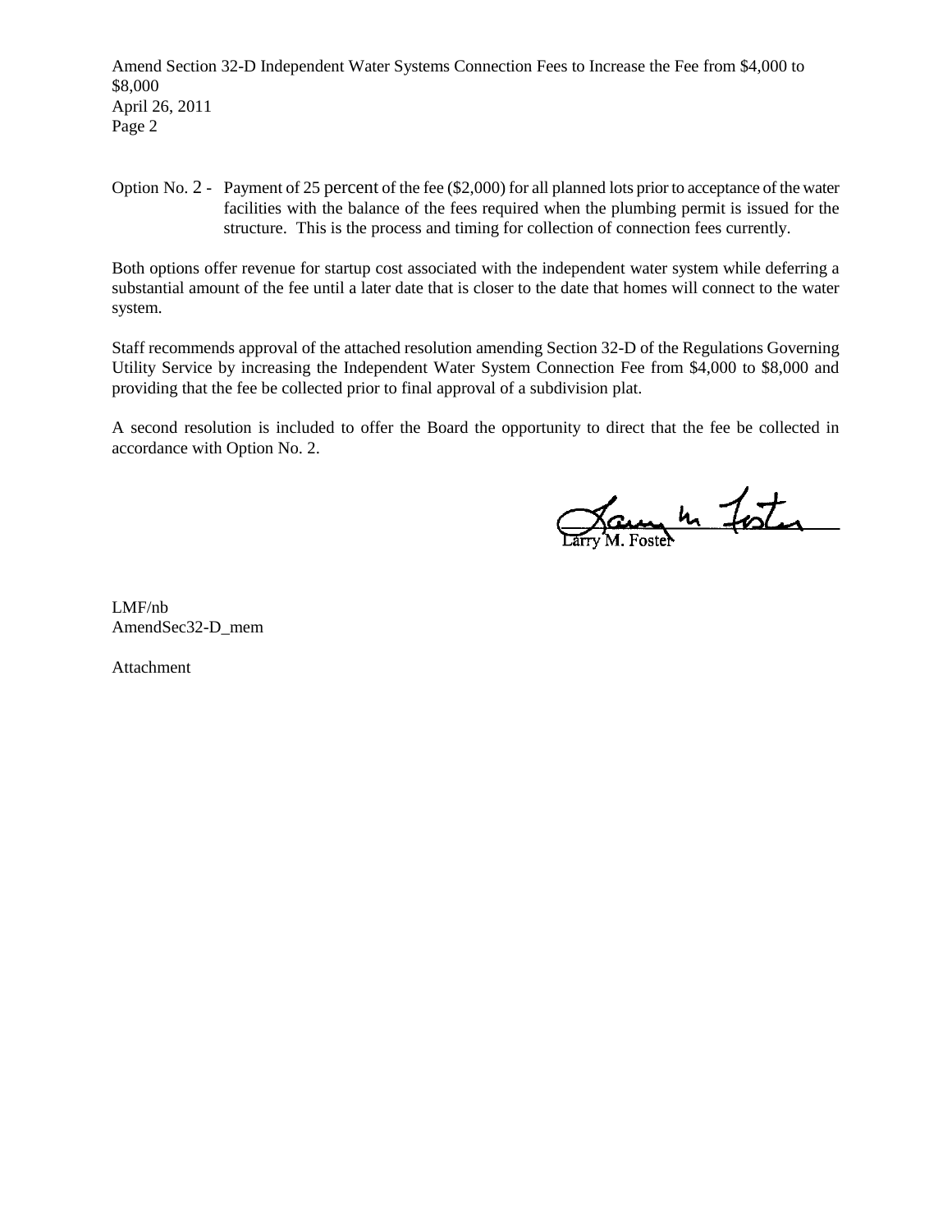Option No. 2 - Payment of 25 percent of the fee ($2,000) for all planned lots prior to acceptance of the water facilities with the balance of the fees required when the plumbing permit is issued for the structure. This is the process and timing for collection of connection fees currently.

Both options offer revenue for startup cost associated with the independent water system while deferring a substantial amount of the fee until a later date that is closer to the date that homes will connect to the water system.

Staff recommends approval of the attached resolution amending Section 32-D of the Regulations Governing Utility Service by increasing the Independent Water System Connection Fee from $4,000 to $8,000 and providing that the fee be collected prior to final approval of a subdivision plat.

A second resolution is included to offer the Board the opportunity to direct that the fee be collected in accordance with Option No. 2.

Larry M. Foster

LMF/nb
AmendSec32-D_mem

Attachment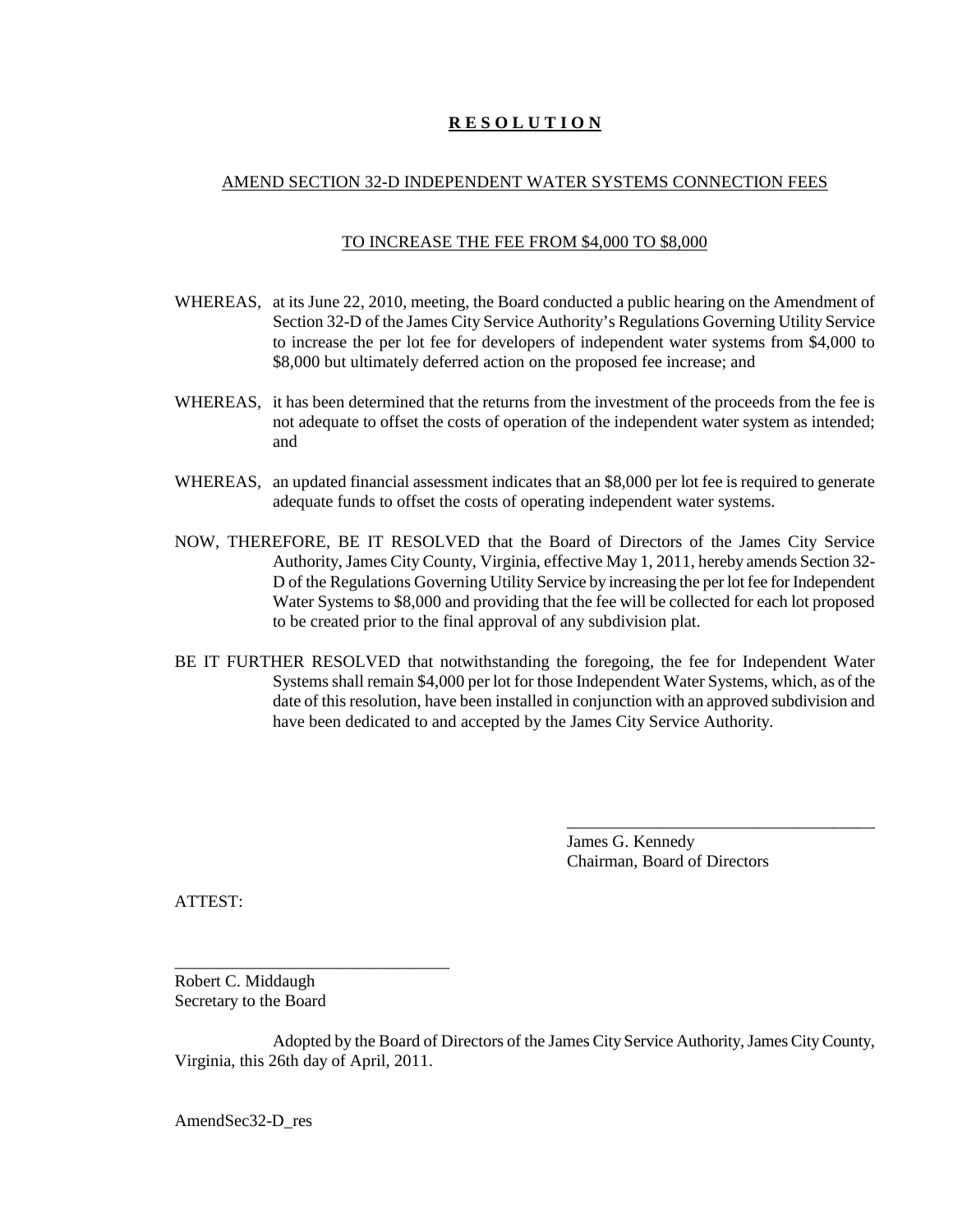# R E S O L U T I O N

AMEND SECTION 32-D INDEPENDENT WATER SYSTEMS CONNECTION FEES

TO INCREASE THE FEE FROM $4,000 TO $8,000

WHEREAS, at its June 22, 2010, meeting, the Board conducted a public hearing on the Amendment of Section 32-D of the James City Service Authority's Regulations Governing Utility Service to increase the per lot fee for developers of independent water systems from $4,000 to $8,000 but ultimately deferred action on the proposed fee increase; and

WHEREAS, it has been determined that the returns from the investment of the proceeds from the fee is not adequate to offset the costs of operation of the independent water system as intended; and

WHEREAS, an updated financial assessment indicates that an $8,000 per lot fee is required to generate adequate funds to offset the costs of operating independent water systems.

NOW, THEREFORE, BE IT RESOLVED that the Board of Directors of the James City Service Authority, James City County, Virginia, effective May 1, 2011, hereby amends Section 32-D of the Regulations Governing Utility Service by increasing the per lot fee for Independent Water Systems to $8,000 and providing that the fee will be collected for each lot proposed to be created prior to the final approval of any subdivision plat.

BE IT FURTHER RESOLVED that notwithstanding the foregoing, the fee for Independent Water Systems shall remain $4,000 per lot for those Independent Water Systems, which, as of the date of this resolution, have been installed in conjunction with an approved subdivision and have been dedicated to and accepted by the James City Service Authority.

\_\_\_\_\_\_\_\_\_\_\_\_\_\_\_\_\_\_\_\_\_\_\_\_\_\_\_\_\_\_\_\_\_\_\_\_

James G. Kennedy
Chairman, Board of Directors

ATTEST:

\_\_\_\_\_\_\_\_\_\_\_\_\_\_\_\_\_\_\_\_\_\_\_\_\_\_\_\_\_\_\_\_

Robert C. Middaugh
Secretary to the Board

Adopted by the Board of Directors of the James City Service Authority, James City County, Virginia, this 26th day of April, 2011.

AmendSec32-D_res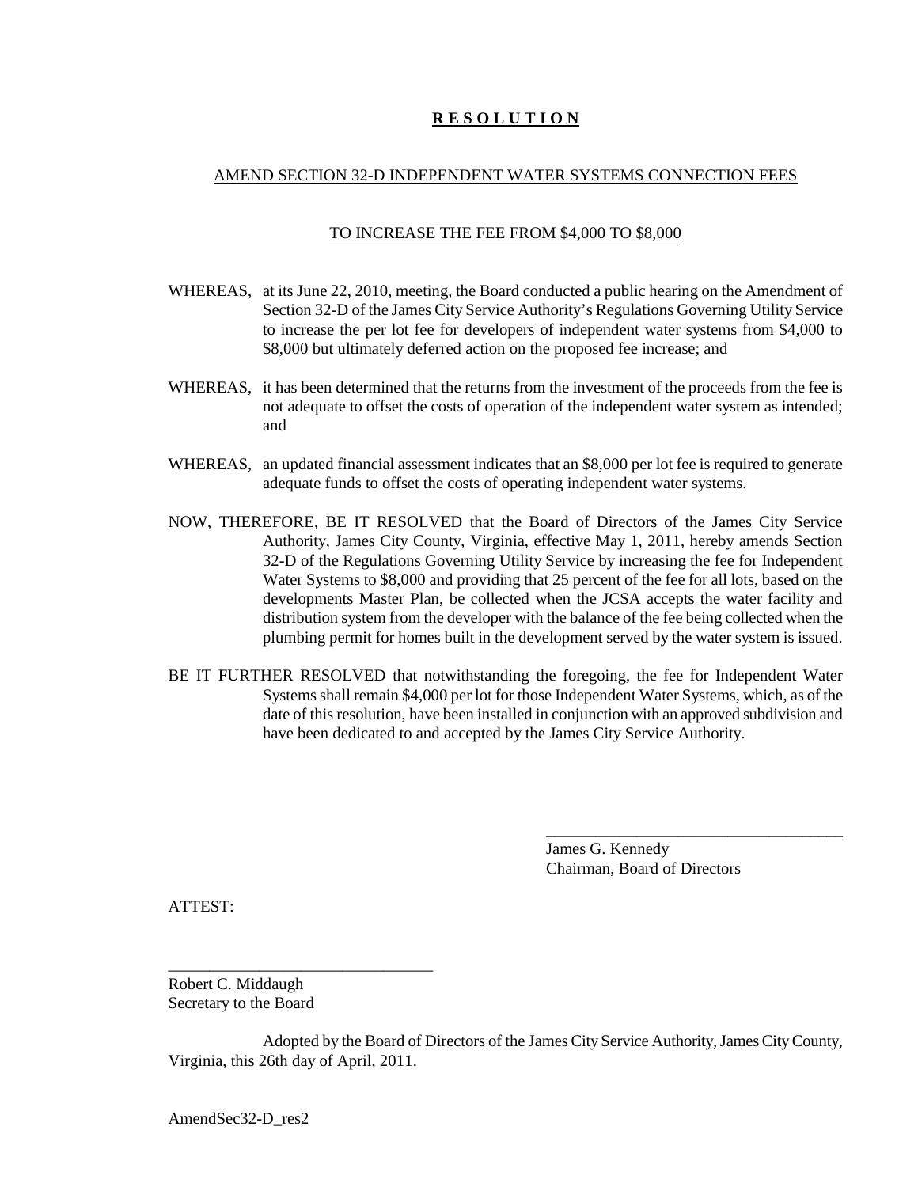# **R E S O L U T I O N**

AMEND SECTION 32-D INDEPENDENT WATER SYSTEMS CONNECTION FEES

TO INCREASE THE FEE FROM $4,000 TO $8,000

WHEREAS, at its June 22, 2010, meeting, the Board conducted a public hearing on the Amendment of Section 32-D of the James City Service Authority's Regulations Governing Utility Service to increase the per lot fee for developers of independent water systems from $4,000 to $8,000 but ultimately deferred action on the proposed fee increase; and

WHEREAS, it has been determined that the returns from the investment of the proceeds from the fee is not adequate to offset the costs of operation of the independent water system as intended; and

WHEREAS, an updated financial assessment indicates that an $8,000 per lot fee is required to generate adequate funds to offset the costs of operating independent water systems.

NOW, THEREFORE, BE IT RESOLVED that the Board of Directors of the James City Service Authority, James City County, Virginia, effective May 1, 2011, hereby amends Section 32-D of the Regulations Governing Utility Service by increasing the fee for Independent Water Systems to $8,000 and providing that 25 percent of the fee for all lots, based on the developments Master Plan, be collected when the JCSA accepts the water facility and distribution system from the developer with the balance of the fee being collected when the plumbing permit for homes built in the development served by the water system is issued.

BE IT FURTHER RESOLVED that notwithstanding the foregoing, the fee for Independent Water Systems shall remain $4,000 per lot for those Independent Water Systems, which, as of the date of this resolution, have been installed in conjunction with an approved subdivision and have been dedicated to and accepted by the James City Service Authority.

\_\_\_\_\_\_\_\_\_\_\_\_\_\_\_\_\_\_\_\_\_\_\_\_\_\_\_\_\_\_\_\_\_\_\_\_

James G. Kennedy
Chairman, Board of Directors

ATTEST:

\_\_\_\_\_\_\_\_\_\_\_\_\_\_\_\_\_\_\_\_\_\_\_\_\_\_\_\_\_\_\_\_

Robert C. Middaugh
Secretary to the Board

Adopted by the Board of Directors of the James City Service Authority, James City County, Virginia, this 26th day of April, 2011.

AmendSec32-D_res2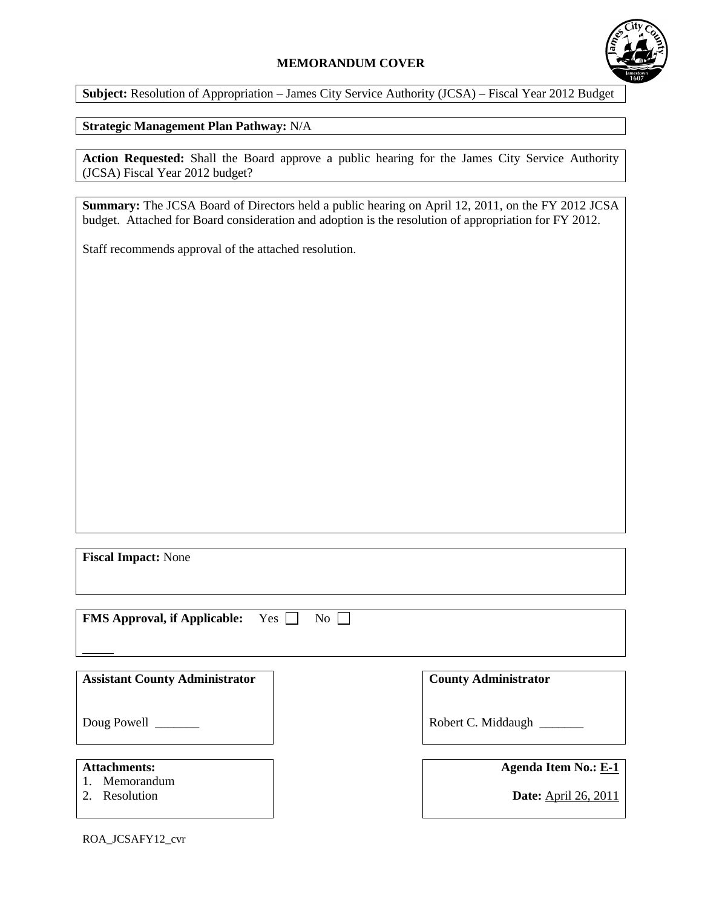**MEMORANDUM COVER**

**Subject:** Resolution of Appropriation – James City Service Authority (JCSA) – Fiscal Year 2012 Budget

**Strategic Management Plan Pathway:** N/A

**Action Requested:** Shall the Board approve a public hearing for the James City Service Authority (JCSA) Fiscal Year 2012 budget?

**Summary:** The JCSA Board of Directors held a public hearing on April 12, 2011, on the FY 2012 JCSA budget. Attached for Board consideration and adoption is the resolution of appropriation for FY 2012.

Staff recommends approval of the attached resolution.

**Fiscal Impact:** None

**FMS Approval, if Applicable:** Yes ☐ No ☐

_____

**Assistant County Administrator**

Doug Powell _______

**County Administrator**

Robert C. Middaugh _______

**Attachments:**
1. Memorandum
2. Resolution

**Agenda Item No.:** E-1

**Date:** April 26, 2011

ROA_JCSAFY12_cvr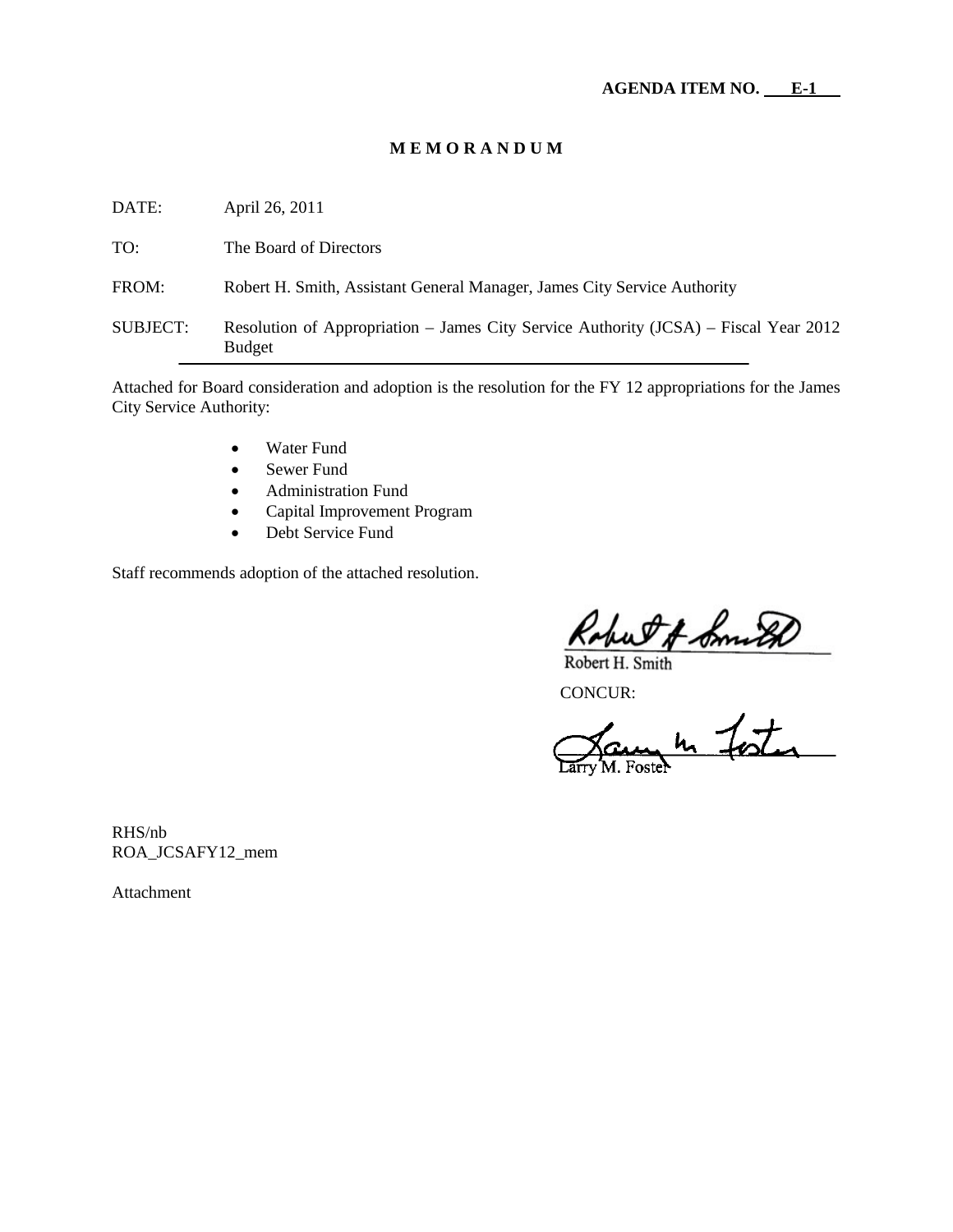**AGENDA ITEM NO. E-1**

# M E M O R A N D U M

DATE: April 26, 2011

TO: The Board of Directors

FROM: Robert H. Smith, Assistant General Manager, James City Service Authority

SUBJECT: Resolution of Appropriation – James City Service Authority (JCSA) – Fiscal Year 2012 Budget

Attached for Board consideration and adoption is the resolution for the FY 12 appropriations for the James City Service Authority:

- Water Fund
- Sewer Fund
- Administration Fund
- Capital Improvement Program
- Debt Service Fund

Staff recommends adoption of the attached resolution.

Robert H. Smith

CONCUR:

Larry M. Foster

RHS/nb
ROA_JCSAFY12_mem

Attachment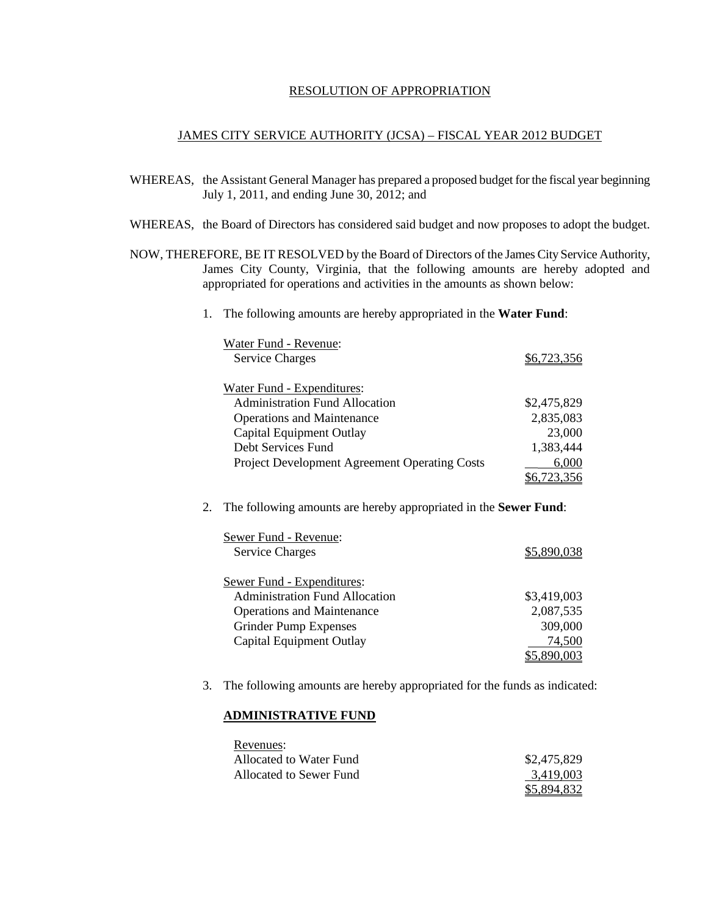RESOLUTION OF APPROPRIATION

JAMES CITY SERVICE AUTHORITY (JCSA) – FISCAL YEAR 2012 BUDGET

WHEREAS, the Assistant General Manager has prepared a proposed budget for the fiscal year beginning July 1, 2011, and ending June 30, 2012; and

WHEREAS, the Board of Directors has considered said budget and now proposes to adopt the budget.

NOW, THEREFORE, BE IT RESOLVED by the Board of Directors of the James City Service Authority, James City County, Virginia, that the following amounts are hereby adopted and appropriated for operations and activities in the amounts as shown below:

1. The following amounts are hereby appropriated in the **Water Fund**:

| Water Fund - Revenue: | |
|---|---|
| Service Charges | $6,723,356 |
| | |
| Water Fund - Expenditures: | |
| Administration Fund Allocation | $2,475,829 |
| Operations and Maintenance | 2,835,083 |
| Capital Equipment Outlay | 23,000 |
| Debt Services Fund | 1,383,444 |
| Project Development Agreement Operating Costs | 6,000 |
| | $6,723,356 |

2. The following amounts are hereby appropriated in the **Sewer Fund**:

| Sewer Fund - Revenue: | |
|---|---|
| Service Charges | $5,890,038 |
| | |
| Sewer Fund - Expenditures: | |
| Administration Fund Allocation | $3,419,003 |
| Operations and Maintenance | 2,087,535 |
| Grinder Pump Expenses | 309,000 |
| Capital Equipment Outlay | 74,500 |
| | $5,890,003 |

3. The following amounts are hereby appropriated for the funds as indicated:

**ADMINISTRATIVE FUND**

| Revenues: | |
|---|---|
| Allocated to Water Fund | $2,475,829 |
| Allocated to Sewer Fund | 3,419,003 |
| | $5,894,832 |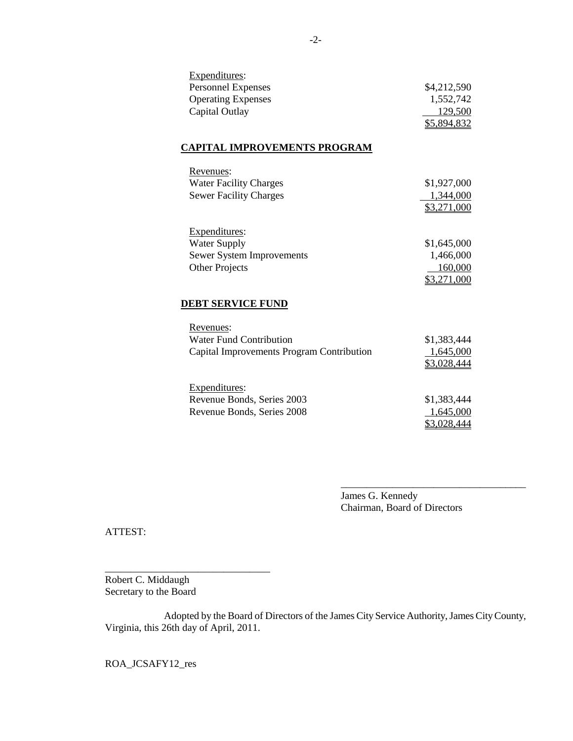| | |
|---|---|
| Expenditures: | |
| Personnel Expenses | \$4,212,590 |
| Operating Expenses | 1,552,742 |
| Capital Outlay | 129,500 |
| | \$5,894,832 |

## CAPITAL IMPROVEMENTS PROGRAM

| | |
|---|---|
| Revenues: | |
| Water Facility Charges | \$1,927,000 |
| Sewer Facility Charges | 1,344,000 |
| | \$3,271,000 |

| | |
|---|---|
| Expenditures: | |
| Water Supply | \$1,645,000 |
| Sewer System Improvements | 1,466,000 |
| Other Projects | 160,000 |
| | \$3,271,000 |

## DEBT SERVICE FUND

| | |
|---|---|
| Revenues: | |
| Water Fund Contribution | \$1,383,444 |
| Capital Improvements Program Contribution | 1,645,000 |
| | \$3,028,444 |

| | |
|---|---|
| Expenditures: | |
| Revenue Bonds, Series 2003 | \$1,383,444 |
| Revenue Bonds, Series 2008 | 1,645,000 |
| | \$3,028,444 |

_____________________________________

James G. Kennedy
Chairman, Board of Directors

ATTEST:

_________________________________

Robert C. Middaugh
Secretary to the Board

Adopted by the Board of Directors of the James City Service Authority, James City County, Virginia, this 26th day of April, 2011.

ROA_JCSAFY12_res